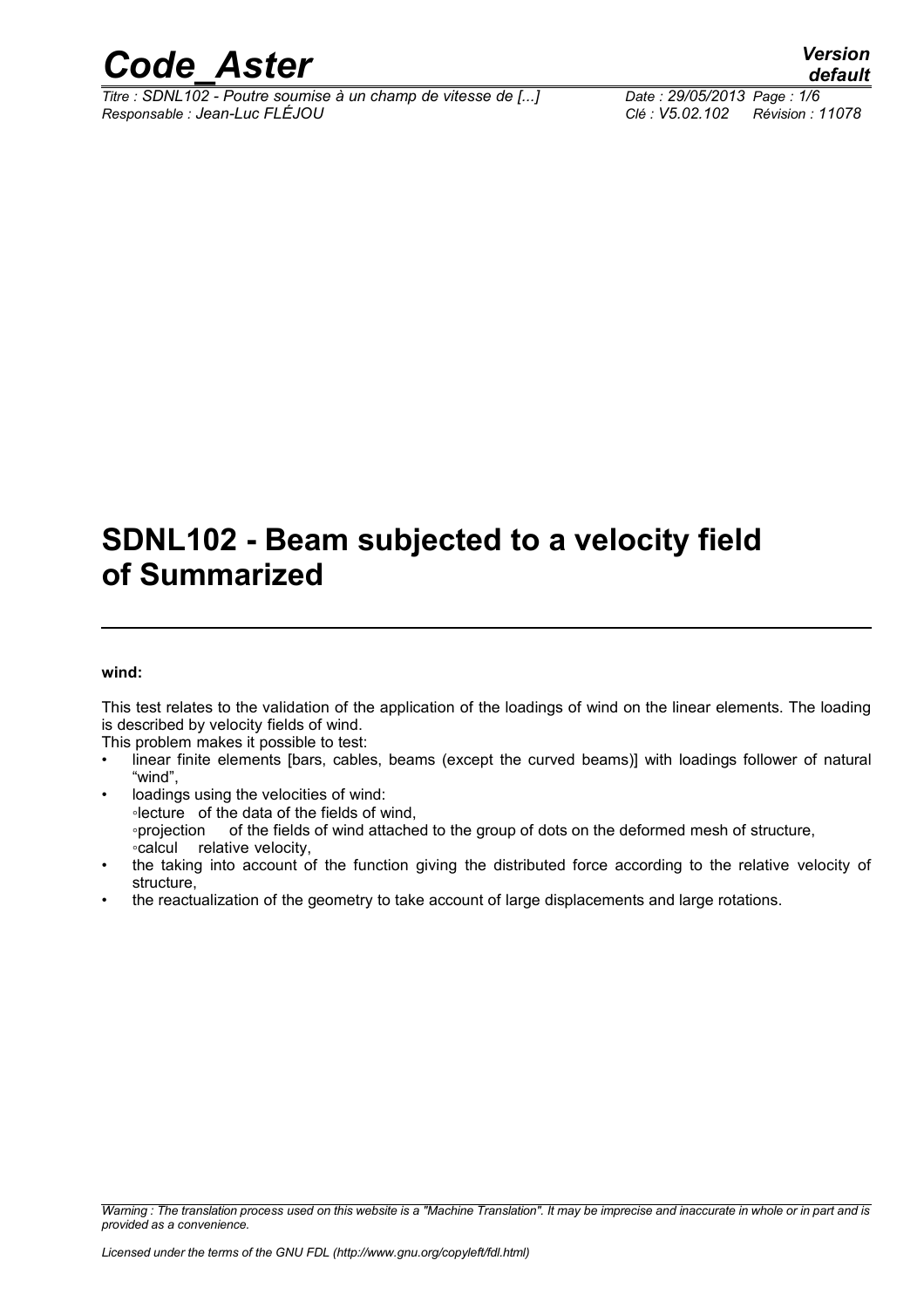# SDNL102 - Beam subjected to a velocity field of Summarized

**wind:**

This test relates to the validation of the application of the loadings of wind on the linear elements. The loading is described by velocity fields of wind.

This problem makes it possible to test:

- linear finite elements [bars, cables, beams (except the curved beams)] with loadings follower of natural "wind",
- loadings using the velocities of wind:
  - ◦lecture of the data of the fields of wind,
  - ◦projection of the fields of wind attached to the group of dots on the deformed mesh of structure,
  - ◦calcul relative velocity,
- the taking into account of the function giving the distributed force according to the relative velocity of structure,
- the reactualization of the geometry to take account of large displacements and large rotations.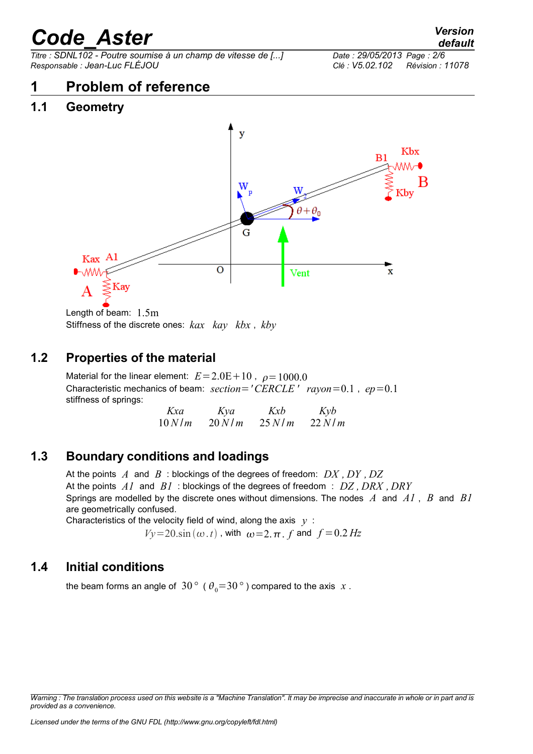# 1 Problem of reference

## 1.1 Geometry

Length of beam: $1.5\text{m}$

Stiffness of the discrete ones: $kax$ $kay$ $kbx$ , $kby$

## 1.2 Properties of the material

Material for the linear element: $E=2.0\text{E}+10$ , $\rho=1000.0$

Characteristic mechanics of beam: $section='CERCLE'$ $rayon=0.1$ , $ep=0.1$

stiffness of springs:

| $Kxa$ | $Kya$ | $Kxb$ | $Kyb$ |
|---|---|---|---|
| $10\,N/m$ | $20\,N/m$ | $25\,N/m$ | $22\,N/m$ |

## 1.3 Boundary conditions and loadings

At the points $A$ and $B$ : blockings of the degrees of freedom: $DX$ , $DY$ , $DZ$

At the points $A1$ and $B1$ : blockings of the degrees of freedom : $DZ$ , $DRX$ , $DRY$

Springs are modelled by the discrete ones without dimensions. The nodes $A$ and $A1$ , $B$ and $B1$ are geometrically confused.

Characteristics of the velocity field of wind, along the axis $y$ :

$$Vy=20.\sin(\omega.t) \text{ , with } \omega=2.\pi.f \text{ and } f=0.2\,Hz$$

## 1.4 Initial conditions

the beam forms an angle of $30°$ ( $\theta_0=30°$ ) compared to the axis $x$ .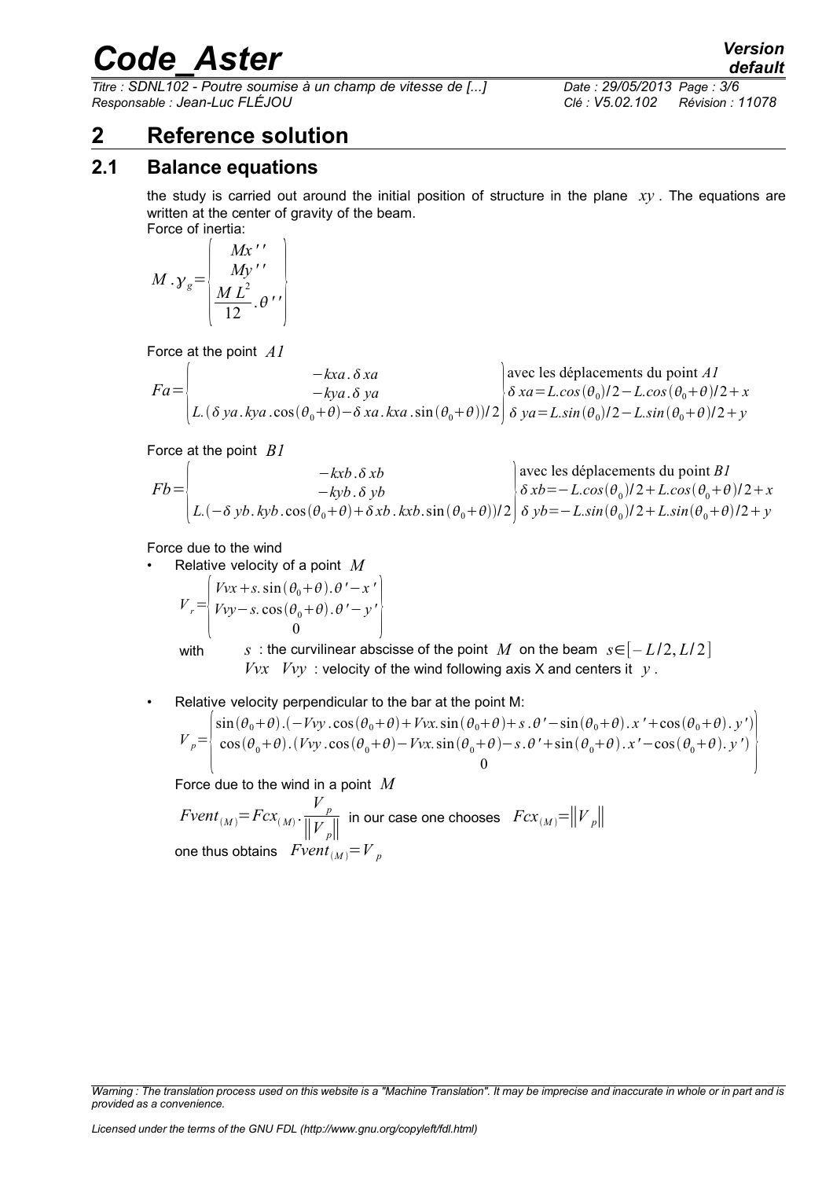# 2 Reference solution

## 2.1 Balance equations

the study is carried out around the initial position of structure in the plane $xy$. The equations are written at the center of gravity of the beam.

Force of inertia:

$$M.\gamma_g=\begin{Bmatrix} Mx'' \\ My'' \\ \dfrac{ML^2}{12}.\theta'' \end{Bmatrix}$$

Force at the point $A1$

$$Fa=\begin{Bmatrix} -kxa.\delta xa \\ -kya.\delta ya \\ L.(\delta ya.kya.\cos(\theta_0+\theta)-\delta xa.kxa.\sin(\theta_0+\theta))/2 \end{Bmatrix} \begin{array}{l} \text{avec les déplacements du point } A1 \\ \delta xa=L.\cos(\theta_0)/2-L.\cos(\theta_0+\theta)/2+x \\ \delta ya=L.\sin(\theta_0)/2-L.\sin(\theta_0+\theta)/2+y \end{array}$$

Force at the point $B1$

$$Fb=\begin{Bmatrix} -kxb.\delta xb \\ -kyb.\delta yb \\ L.(-\delta yb.kyb.\cos(\theta_0+\theta)+\delta xb.kxb.\sin(\theta_0+\theta))/2 \end{Bmatrix} \begin{array}{l} \text{avec les déplacements du point } B1 \\ \delta xb=-L.\cos(\theta_0)/2+L.\cos(\theta_0+\theta)/2+x \\ \delta yb=-L.\sin(\theta_0)/2+L.\sin(\theta_0+\theta)/2+y \end{array}$$

Force due to the wind

- Relative velocity of a point $M$

$$V_r=\begin{Bmatrix} Vvx+s.\sin(\theta_0+\theta).\theta'-x' \\ Vvy-s.\cos(\theta_0+\theta).\theta'-y' \\ 0 \end{Bmatrix}$$

with $s$ : the curvilinear abscisse of the point $M$ on the beam $s\in[-L/2, L/2]$
$Vvx$ $Vvy$ : velocity of the wind following axis X and centers it $y$.

- Relative velocity perpendicular to the bar at the point M:

$$V_p=\begin{Bmatrix} \sin(\theta_0+\theta).(-Vvy.\cos(\theta_0+\theta)+Vvx.\sin(\theta_0+\theta)+s.\theta'-\sin(\theta_0+\theta).x'+\cos(\theta_0+\theta).y') \\ \cos(\theta_0+\theta).(Vvy.\cos(\theta_0+\theta)-Vvx.\sin(\theta_0+\theta)-s.\theta'+\sin(\theta_0+\theta).x'-\cos(\theta_0+\theta).y') \\ 0 \end{Bmatrix}$$

Force due to the wind in a point $M$

$Fvent_{(M)}=Fcx_{(M)}.\dfrac{V_p}{\|V_p\|}$ in our case one chooses $Fcx_{(M)}=\|V_p\|$

one thus obtains $Fvent_{(M)}=V_p$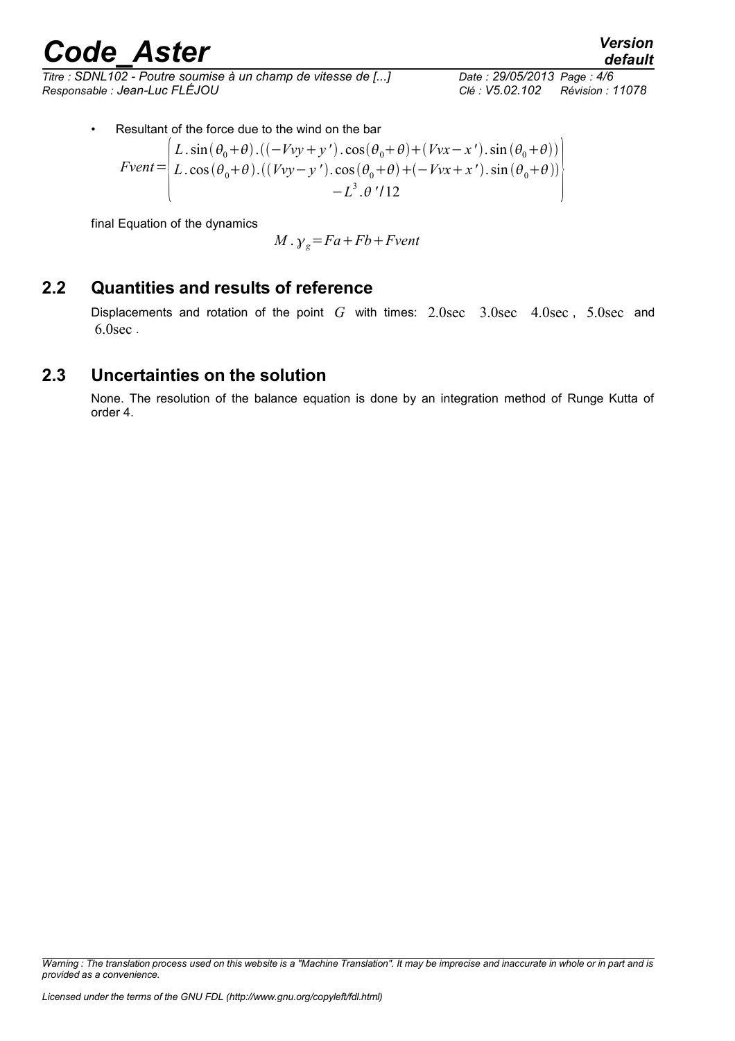- Resultant of the force due to the wind on the bar

$$Fvent=\begin{pmatrix} L.\sin(\theta_0+\theta).((-Vvy+y').\cos(\theta_0+\theta)+(Vvx-x').\sin(\theta_0+\theta)) \\ L.\cos(\theta_0+\theta).((Vvy-y').\cos(\theta_0+\theta)+(-Vvx+x').\sin(\theta_0+\theta)) \\ -L^3.\theta'/12 \end{pmatrix}$$

final Equation of the dynamics

$$M.\gamma_g=Fa+Fb+Fvent$$

## 2.2 Quantities and results of reference

Displacements and rotation of the point $G$ with times: $2.0\text{sec}$ $3.0\text{sec}$ $4.0\text{sec}$, $5.0\text{sec}$ and $6.0\text{sec}$.

## 2.3 Uncertainties on the solution

None. The resolution of the balance equation is done by an integration method of Runge Kutta of order 4.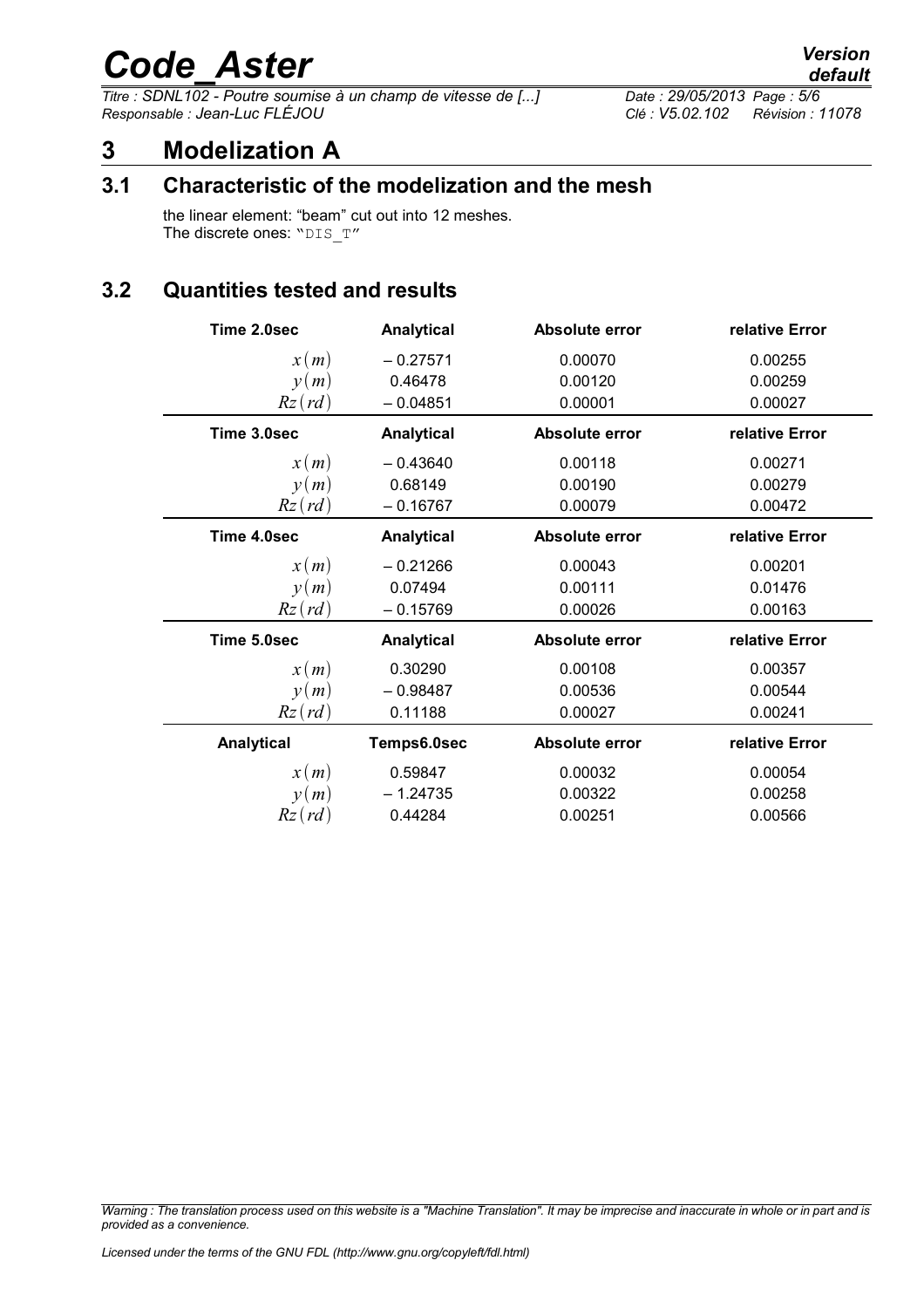# 3 Modelization A

## 3.1 Characteristic of the modelization and the mesh

the linear element: "beam" cut out into 12 meshes.
The discrete ones: "DIS_T"

## 3.2 Quantities tested and results

| Time 2.0sec | Analytical | Absolute error | relative Error |
|---|---|---|---|
| $x(m)$ | $-0.27571$ | 0.00070 | 0.00255 |
| $y(m)$ | 0.46478 | 0.00120 | 0.00259 |
| $Rz(rd)$ | $-0.04851$ | 0.00001 | 0.00027 |
| **Time 3.0sec** | **Analytical** | **Absolute error** | **relative Error** |
| $x(m)$ | $-0.43640$ | 0.00118 | 0.00271 |
| $y(m)$ | 0.68149 | 0.00190 | 0.00279 |
| $Rz(rd)$ | $-0.16767$ | 0.00079 | 0.00472 |
| **Time 4.0sec** | **Analytical** | **Absolute error** | **relative Error** |
| $x(m)$ | $-0.21266$ | 0.00043 | 0.00201 |
| $y(m)$ | 0.07494 | 0.00111 | 0.01476 |
| $Rz(rd)$ | $-0.15769$ | 0.00026 | 0.00163 |
| **Time 5.0sec** | **Analytical** | **Absolute error** | **relative Error** |
| $x(m)$ | 0.30290 | 0.00108 | 0.00357 |
| $y(m)$ | $-0.98487$ | 0.00536 | 0.00544 |
| $Rz(rd)$ | 0.11188 | 0.00027 | 0.00241 |
| **Analytical** | **Temps6.0sec** | **Absolute error** | **relative Error** |
| $x(m)$ | 0.59847 | 0.00032 | 0.00054 |
| $y(m)$ | $-1.24735$ | 0.00322 | 0.00258 |
| $Rz(rd)$ | 0.44284 | 0.00251 | 0.00566 |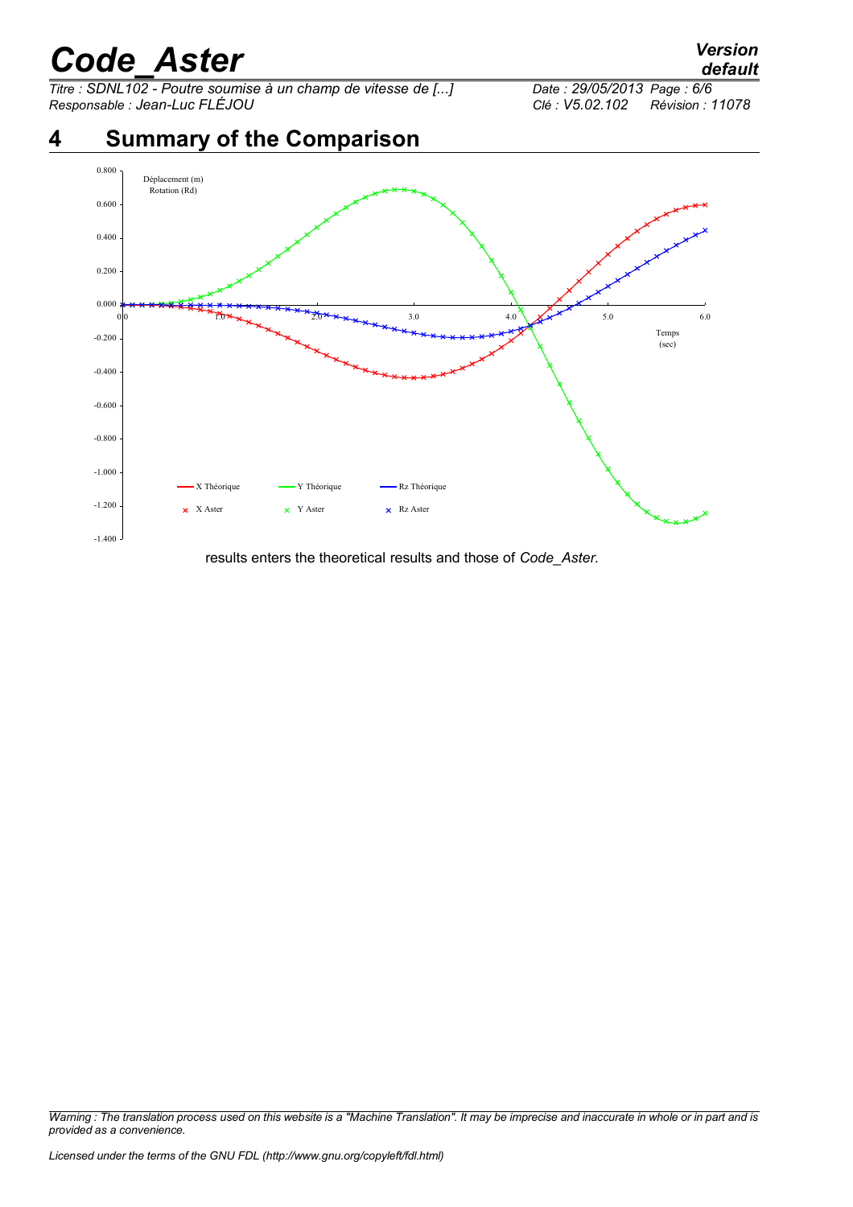# 4 Summary of the Comparison

Déplacement (m)
Rotation (Rd)

0.800
0.600
0.400
0.200
0.000
-0.200
-0.400
-0.600
-0.800
-1.000
-1.200
-1.400

0.0
1.0
2.0
3.0
4.0
5.0
6.0

Temps
(sec)

X Théorique
Y Théorique
Rz Théorique
X Aster
Y Aster
Rz Aster

results enters the theoretical results and those of *Code_Aster*.

*Warning : The translation process used on this website is a "Machine Translation". It may be imprecise and inaccurate in whole or in part and is provided as a convenience.*

*Licensed under the terms of the GNU FDL (http://www.gnu.org/copyleft/fdl.html)*